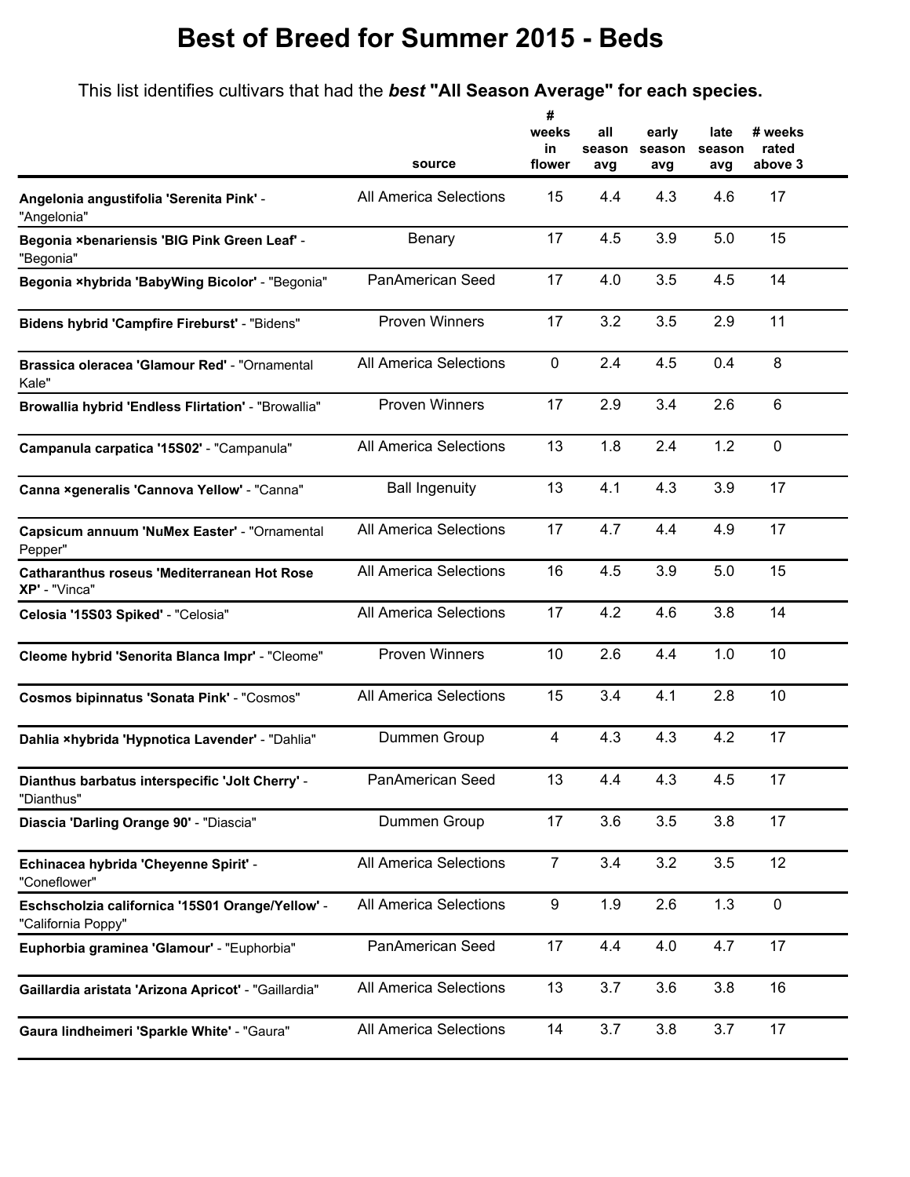# Best of Breed for Summer 2015 - Beds

This list identifies cultivars that had the ***best*** **"All Season Average" for each species.**

| | source | # weeks in flower | all season avg | early season avg | late season avg | # weeks rated above 3 |
|---|---|---|---|---|---|---|
| **Angelonia angustifolia 'Serenita Pink'** - "Angelonia" | All America Selections | 15 | 4.4 | 4.3 | 4.6 | 17 |
| **Begonia ×benariensis 'BIG Pink Green Leaf'** - "Begonia" | Benary | 17 | 4.5 | 3.9 | 5.0 | 15 |
| **Begonia ×hybrida 'BabyWing Bicolor'** - "Begonia" | PanAmerican Seed | 17 | 4.0 | 3.5 | 4.5 | 14 |
| **Bidens hybrid 'Campfire Fireburst'** - "Bidens" | Proven Winners | 17 | 3.2 | 3.5 | 2.9 | 11 |
| **Brassica oleracea 'Glamour Red'** - "Ornamental Kale" | All America Selections | 0 | 2.4 | 4.5 | 0.4 | 8 |
| **Browallia hybrid 'Endless Flirtation'** - "Browallia" | Proven Winners | 17 | 2.9 | 3.4 | 2.6 | 6 |
| **Campanula carpatica '15S02'** - "Campanula" | All America Selections | 13 | 1.8 | 2.4 | 1.2 | 0 |
| **Canna ×generalis 'Cannova Yellow'** - "Canna" | Ball Ingenuity | 13 | 4.1 | 4.3 | 3.9 | 17 |
| **Capsicum annuum 'NuMex Easter'** - "Ornamental Pepper" | All America Selections | 17 | 4.7 | 4.4 | 4.9 | 17 |
| **Catharanthus roseus 'Mediterranean Hot Rose XP'** - "Vinca" | All America Selections | 16 | 4.5 | 3.9 | 5.0 | 15 |
| **Celosia '15S03 Spiked'** - "Celosia" | All America Selections | 17 | 4.2 | 4.6 | 3.8 | 14 |
| **Cleome hybrid 'Senorita Blanca Impr'** - "Cleome" | Proven Winners | 10 | 2.6 | 4.4 | 1.0 | 10 |
| **Cosmos bipinnatus 'Sonata Pink'** - "Cosmos" | All America Selections | 15 | 3.4 | 4.1 | 2.8 | 10 |
| **Dahlia ×hybrida 'Hypnotica Lavender'** - "Dahlia" | Dummen Group | 4 | 4.3 | 4.3 | 4.2 | 17 |
| **Dianthus barbatus interspecific 'Jolt Cherry'** - "Dianthus" | PanAmerican Seed | 13 | 4.4 | 4.3 | 4.5 | 17 |
| **Diascia 'Darling Orange 90'** - "Diascia" | Dummen Group | 17 | 3.6 | 3.5 | 3.8 | 17 |
| **Echinacea hybrida 'Cheyenne Spirit'** - "Coneflower" | All America Selections | 7 | 3.4 | 3.2 | 3.5 | 12 |
| **Eschscholzia californica '15S01 Orange/Yellow'** - "California Poppy" | All America Selections | 9 | 1.9 | 2.6 | 1.3 | 0 |
| **Euphorbia graminea 'Glamour'** - "Euphorbia" | PanAmerican Seed | 17 | 4.4 | 4.0 | 4.7 | 17 |
| **Gaillardia aristata 'Arizona Apricot'** - "Gaillardia" | All America Selections | 13 | 3.7 | 3.6 | 3.8 | 16 |
| **Gaura lindheimeri 'Sparkle White'** - "Gaura" | All America Selections | 14 | 3.7 | 3.8 | 3.7 | 17 |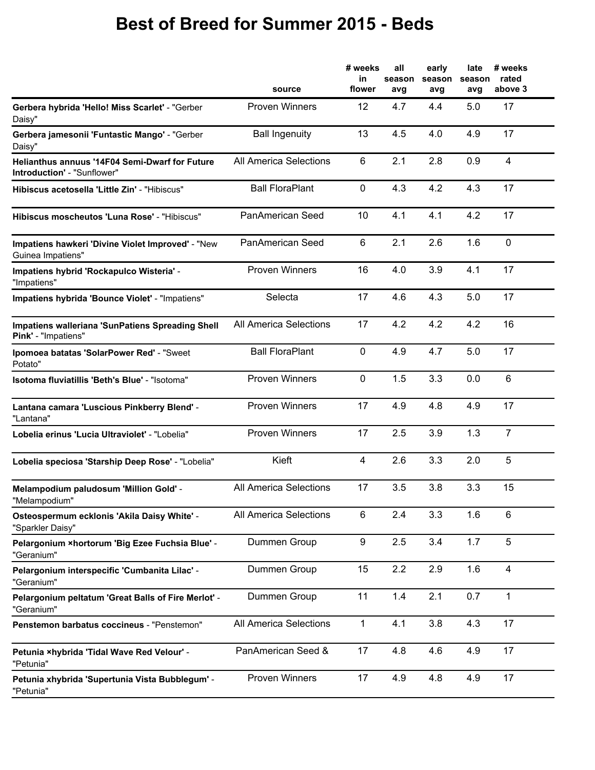# Best of Breed for Summer 2015 - Beds

| | source | # weeks in flower | all season avg | early season avg | late season avg | # weeks rated above 3 |
|---|---|---|---|---|---|---|
| **Gerbera hybrida 'Hello! Miss Scarlet'** - "Gerber Daisy" | Proven Winners | 12 | 4.7 | 4.4 | 5.0 | 17 |
| **Gerbera jamesonii 'Funtastic Mango'** - "Gerber Daisy" | Ball Ingenuity | 13 | 4.5 | 4.0 | 4.9 | 17 |
| **Helianthus annuus '14F04 Semi-Dwarf for Future Introduction'** - "Sunflower" | All America Selections | 6 | 2.1 | 2.8 | 0.9 | 4 |
| **Hibiscus acetosella 'Little Zin'** - "Hibiscus" | Ball FloraPlant | 0 | 4.3 | 4.2 | 4.3 | 17 |
| **Hibiscus moscheutos 'Luna Rose'** - "Hibiscus" | PanAmerican Seed | 10 | 4.1 | 4.1 | 4.2 | 17 |
| **Impatiens hawkeri 'Divine Violet Improved'** - "New Guinea Impatiens" | PanAmerican Seed | 6 | 2.1 | 2.6 | 1.6 | 0 |
| **Impatiens hybrid 'Rockapulco Wisteria'** - "Impatiens" | Proven Winners | 16 | 4.0 | 3.9 | 4.1 | 17 |
| **Impatiens hybrida 'Bounce Violet'** - "Impatiens" | Selecta | 17 | 4.6 | 4.3 | 5.0 | 17 |
| **Impatiens walleriana 'SunPatiens Spreading Shell Pink'** - "Impatiens" | All America Selections | 17 | 4.2 | 4.2 | 4.2 | 16 |
| **Ipomoea batatas 'SolarPower Red'** - "Sweet Potato" | Ball FloraPlant | 0 | 4.9 | 4.7 | 5.0 | 17 |
| **Isotoma fluviatillis 'Beth's Blue'** - "Isotoma" | Proven Winners | 0 | 1.5 | 3.3 | 0.0 | 6 |
| **Lantana camara 'Luscious Pinkberry Blend'** - "Lantana" | Proven Winners | 17 | 4.9 | 4.8 | 4.9 | 17 |
| **Lobelia erinus 'Lucia Ultraviolet'** - "Lobelia" | Proven Winners | 17 | 2.5 | 3.9 | 1.3 | 7 |
| **Lobelia speciosa 'Starship Deep Rose'** - "Lobelia" | Kieft | 4 | 2.6 | 3.3 | 2.0 | 5 |
| **Melampodium paludosum 'Million Gold'** - "Melampodium" | All America Selections | 17 | 3.5 | 3.8 | 3.3 | 15 |
| **Osteospermum ecklonis 'Akila Daisy White'** - "Sparkler Daisy" | All America Selections | 6 | 2.4 | 3.3 | 1.6 | 6 |
| **Pelargonium ×hortorum 'Big Ezee Fuchsia Blue'** - "Geranium" | Dummen Group | 9 | 2.5 | 3.4 | 1.7 | 5 |
| **Pelargonium interspecific 'Cumbanita Lilac'** - "Geranium" | Dummen Group | 15 | 2.2 | 2.9 | 1.6 | 4 |
| **Pelargonium peltatum 'Great Balls of Fire Merlot'** - "Geranium" | Dummen Group | 11 | 1.4 | 2.1 | 0.7 | 1 |
| **Penstemon barbatus coccineus** - "Penstemon" | All America Selections | 1 | 4.1 | 3.8 | 4.3 | 17 |
| **Petunia ×hybrida 'Tidal Wave Red Velour'** - "Petunia" | PanAmerican Seed & | 17 | 4.8 | 4.6 | 4.9 | 17 |
| **Petunia xhybrida 'Supertunia Vista Bubblegum'** - "Petunia" | Proven Winners | 17 | 4.9 | 4.8 | 4.9 | 17 |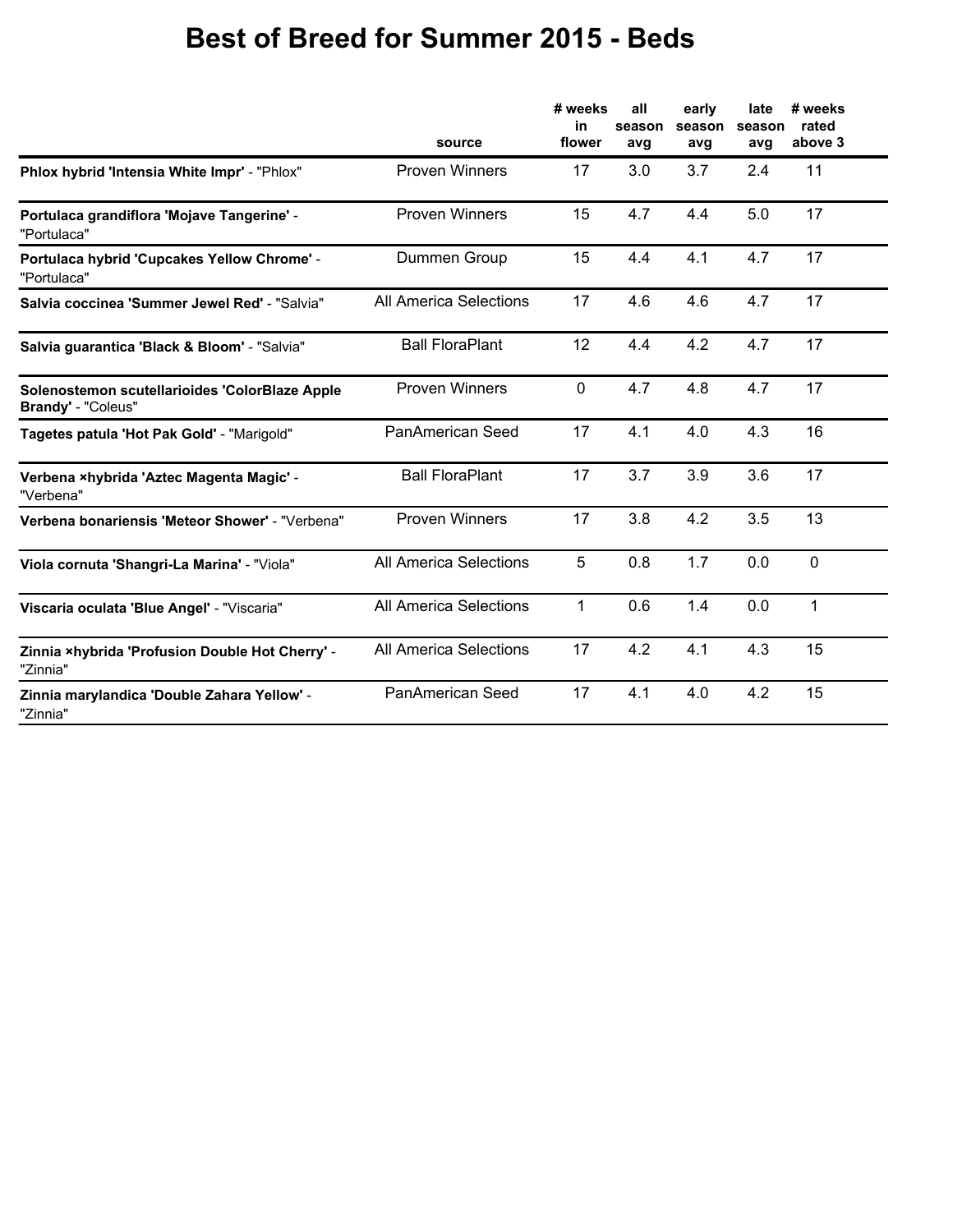# Best of Breed for Summer 2015 - Beds

| | source | # weeks in flower | all season avg | early season avg | late season avg | # weeks rated above 3 |
|---|---|---|---|---|---|---|
| **Phlox hybrid 'Intensia White Impr'** - "Phlox" | Proven Winners | 17 | 3.0 | 3.7 | 2.4 | 11 |
| **Portulaca grandiflora 'Mojave Tangerine'** - "Portulaca" | Proven Winners | 15 | 4.7 | 4.4 | 5.0 | 17 |
| **Portulaca hybrid 'Cupcakes Yellow Chrome'** - "Portulaca" | Dummen Group | 15 | 4.4 | 4.1 | 4.7 | 17 |
| **Salvia coccinea 'Summer Jewel Red'** - "Salvia" | All America Selections | 17 | 4.6 | 4.6 | 4.7 | 17 |
| **Salvia guarantica 'Black & Bloom'** - "Salvia" | Ball FloraPlant | 12 | 4.4 | 4.2 | 4.7 | 17 |
| **Solenostemon scutellarioides 'ColorBlaze Apple Brandy'** - "Coleus" | Proven Winners | 0 | 4.7 | 4.8 | 4.7 | 17 |
| **Tagetes patula 'Hot Pak Gold'** - "Marigold" | PanAmerican Seed | 17 | 4.1 | 4.0 | 4.3 | 16 |
| **Verbena ×hybrida 'Aztec Magenta Magic'** - "Verbena" | Ball FloraPlant | 17 | 3.7 | 3.9 | 3.6 | 17 |
| **Verbena bonariensis 'Meteor Shower'** - "Verbena" | Proven Winners | 17 | 3.8 | 4.2 | 3.5 | 13 |
| **Viola cornuta 'Shangri-La Marina'** - "Viola" | All America Selections | 5 | 0.8 | 1.7 | 0.0 | 0 |
| **Viscaria oculata 'Blue Angel'** - "Viscaria" | All America Selections | 1 | 0.6 | 1.4 | 0.0 | 1 |
| **Zinnia ×hybrida 'Profusion Double Hot Cherry'** - "Zinnia" | All America Selections | 17 | 4.2 | 4.1 | 4.3 | 15 |
| **Zinnia marylandica 'Double Zahara Yellow'** - "Zinnia" | PanAmerican Seed | 17 | 4.1 | 4.0 | 4.2 | 15 |